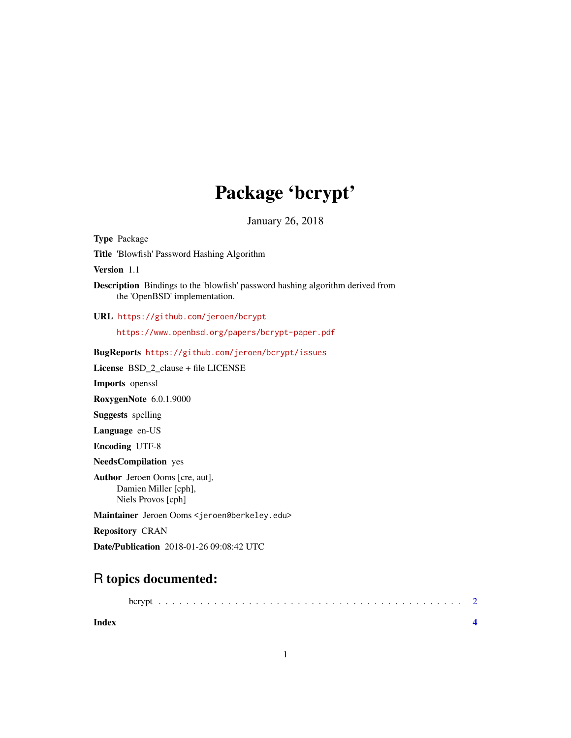# Package 'bcrypt'

January 26, 2018

**Type** Package

**Title** 'Blowfish' Password Hashing Algorithm

**Version** 1.1

**Description** Bindings to the 'blowfish' password hashing algorithm derived from the 'OpenBSD' implementation.

**URL** https://github.com/jeroen/bcrypt

https://www.openbsd.org/papers/bcrypt-paper.pdf

**BugReports** https://github.com/jeroen/bcrypt/issues

**License** BSD_2_clause + file LICENSE

**Imports** openssl

**RoxygenNote** 6.0.1.9000

**Suggests** spelling

**Language** en-US

**Encoding** UTF-8

**NeedsCompilation** yes

**Author** Jeroen Ooms [cre, aut],
Damien Miller [cph],
Niels Provos [cph]

**Maintainer** Jeroen Ooms <jeroen@berkeley.edu>

**Repository** CRAN

**Date/Publication** 2018-01-26 09:08:42 UTC

## R topics documented:

bcrypt . . . . . . . . . . . . . . . . . . . . . . . . . . . . . . . . . . . . . . . . . . 2

**Index** **4**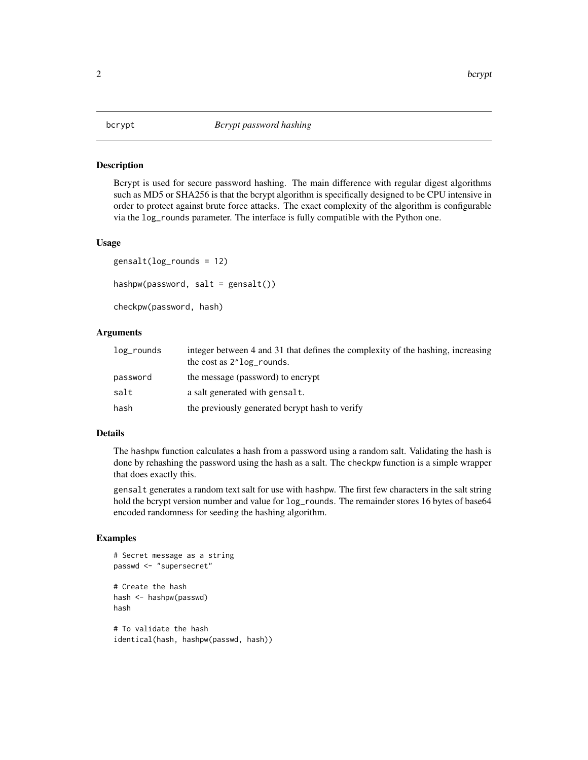# bcrypt — *Bcrypt password hashing*

## Description

Bcrypt is used for secure password hashing. The main difference with regular digest algorithms such as MD5 or SHA256 is that the bcrypt algorithm is specifically designed to be CPU intensive in order to protect against brute force attacks. The exact complexity of the algorithm is configurable via the `log_rounds` parameter. The interface is fully compatible with the Python one.

## Usage

```
gensalt(log_rounds = 12)

hashpw(password, salt = gensalt())

checkpw(password, hash)
```

## Arguments

| | |
|---|---|
| `log_rounds` | integer between 4 and 31 that defines the complexity of the hashing, increasing the cost as `2^log_rounds`. |
| `password` | the message (password) to encrypt |
| `salt` | a salt generated with `gensalt`. |
| `hash` | the previously generated bcrypt hash to verify |

## Details

The `hashpw` function calculates a hash from a password using a random salt. Validating the hash is done by rehashing the password using the hash as a salt. The `checkpw` function is a simple wrapper that does exactly this.

`gensalt` generates a random text salt for use with `hashpw`. The first few characters in the salt string hold the bcrypt version number and value for `log_rounds`. The remainder stores 16 bytes of base64 encoded randomness for seeding the hashing algorithm.

## Examples

```
# Secret message as a string
passwd <- "supersecret"

# Create the hash
hash <- hashpw(passwd)
hash

# To validate the hash
identical(hash, hashpw(passwd, hash))
```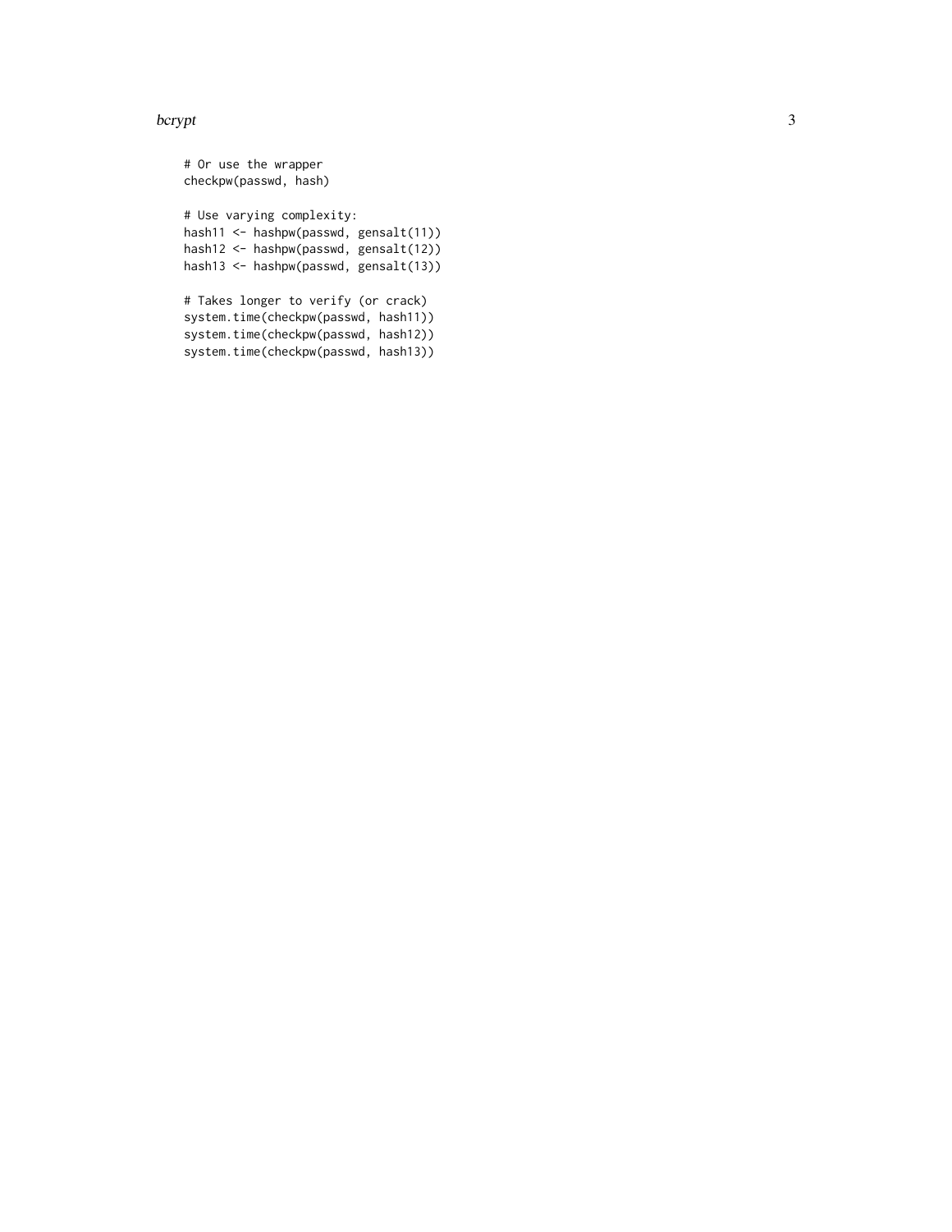```
# Or use the wrapper
checkpw(passwd, hash)

# Use varying complexity:
hash11 <- hashpw(passwd, gensalt(11))
hash12 <- hashpw(passwd, gensalt(12))
hash13 <- hashpw(passwd, gensalt(13))

# Takes longer to verify (or crack)
system.time(checkpw(passwd, hash11))
system.time(checkpw(passwd, hash12))
system.time(checkpw(passwd, hash13))
```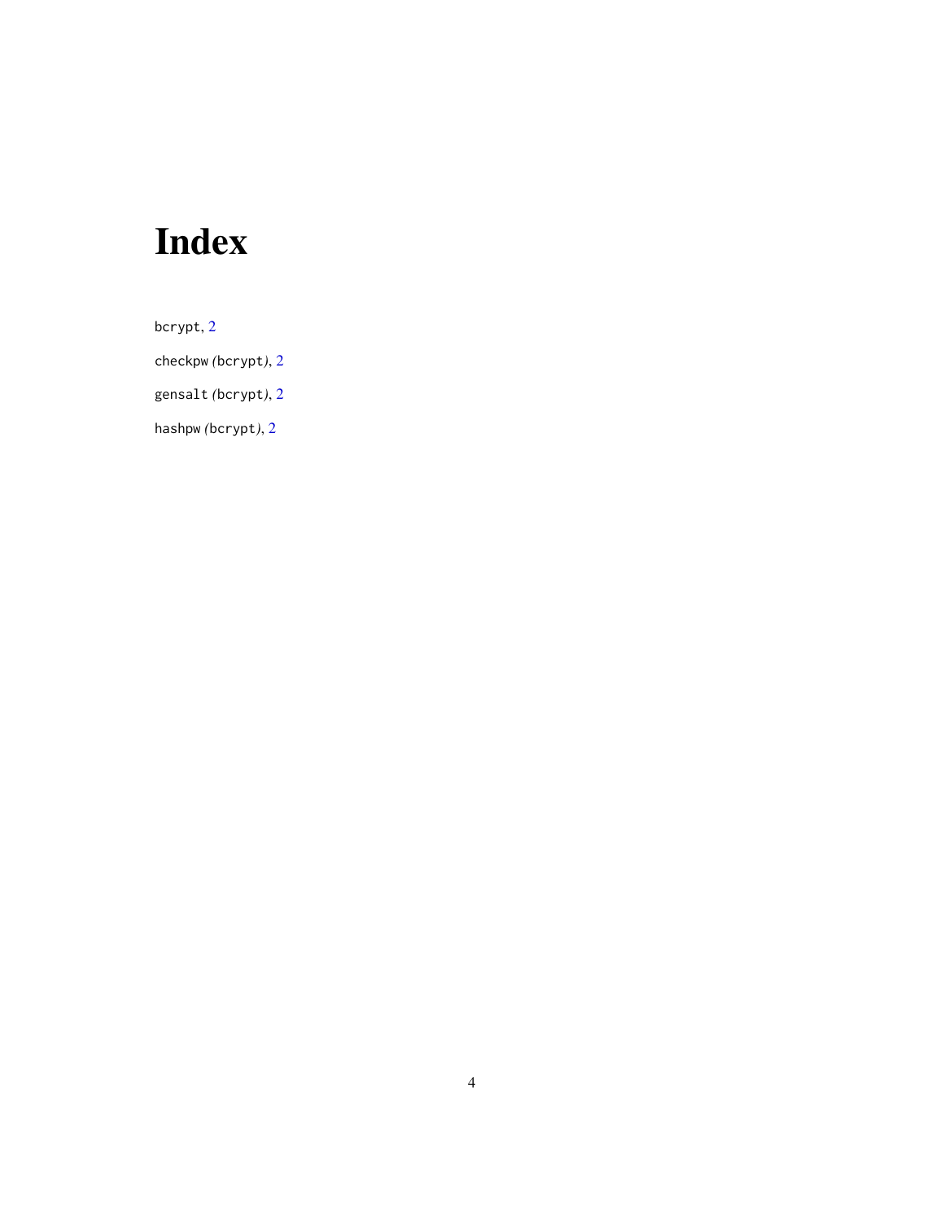# Index

bcrypt, 2

checkpw *(*bcrypt*)*, 2

gensalt *(*bcrypt*)*, 2

hashpw *(*bcrypt*)*, 2